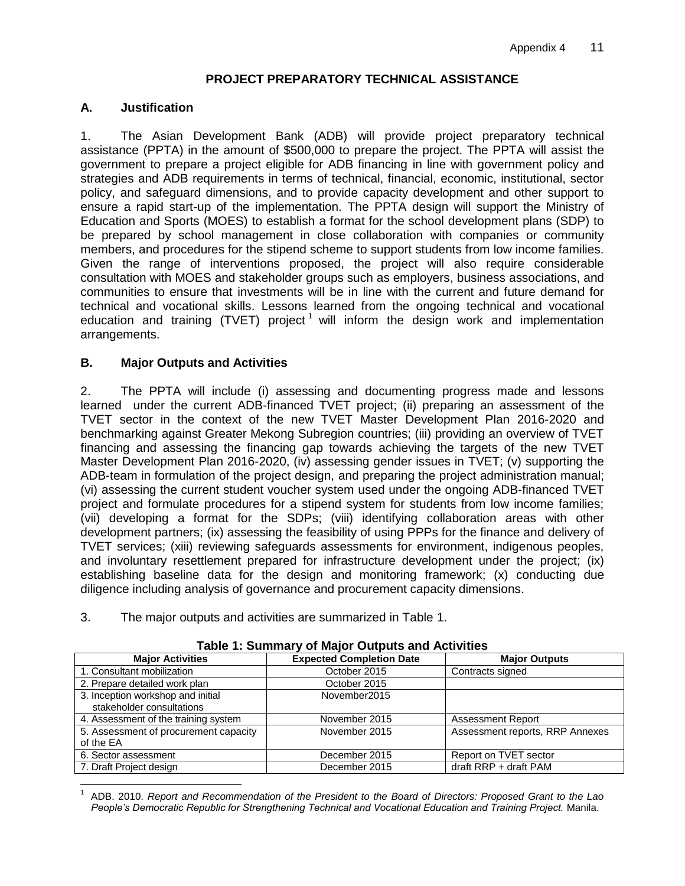## PROJECT PREPARATORY TECHNICAL ASSISTANCE

### A. Justification

1. The Asian Development Bank (ADB) will provide project preparatory technical assistance (PPTA) in the amount of $500,000 to prepare the project. The PPTA will assist the government to prepare a project eligible for ADB financing in line with government policy and strategies and ADB requirements in terms of technical, financial, economic, institutional, sector policy, and safeguard dimensions, and to provide capacity development and other support to ensure a rapid start-up of the implementation. The PPTA design will support the Ministry of Education and Sports (MOES) to establish a format for the school development plans (SDP) to be prepared by school management in close collaboration with companies or community members, and procedures for the stipend scheme to support students from low income families. Given the range of interventions proposed, the project will also require considerable consultation with MOES and stakeholder groups such as employers, business associations, and communities to ensure that investments will be in line with the current and future demand for technical and vocational skills. Lessons learned from the ongoing technical and vocational education and training (TVET) project[1] will inform the design work and implementation arrangements.

### B. Major Outputs and Activities

2. The PPTA will include (i) assessing and documenting progress made and lessons learned under the current ADB-financed TVET project; (ii) preparing an assessment of the TVET sector in the context of the new TVET Master Development Plan 2016-2020 and benchmarking against Greater Mekong Subregion countries; (iii) providing an overview of TVET financing and assessing the financing gap towards achieving the targets of the new TVET Master Development Plan 2016-2020, (iv) assessing gender issues in TVET; (v) supporting the ADB-team in formulation of the project design, and preparing the project administration manual; (vi) assessing the current student voucher system used under the ongoing ADB-financed TVET project and formulate procedures for a stipend system for students from low income families; (vii) developing a format for the SDPs; (viii) identifying collaboration areas with other development partners; (ix) assessing the feasibility of using PPPs for the finance and delivery of TVET services; (xiii) reviewing safeguards assessments for environment, indigenous peoples, and involuntary resettlement prepared for infrastructure development under the project; (ix) establishing baseline data for the design and monitoring framework; (x) conducting due diligence including analysis of governance and procurement capacity dimensions.

3. The major outputs and activities are summarized in Table 1.

**Table 1: Summary of Major Outputs and Activities**

| Major Activities | Expected Completion Date | Major Outputs |
|---|---|---|
| 1. Consultant mobilization | October 2015 | Contracts signed |
| 2. Prepare detailed work plan | October 2015 | |
| 3. Inception workshop and initial stakeholder consultations | November2015 | |
| 4. Assessment of the training system | November 2015 | Assessment Report |
| 5. Assessment of procurement capacity of the EA | November 2015 | Assessment reports, RRP Annexes |
| 6. Sector assessment | December 2015 | Report on TVET sector |
| 7. Draft Project design | December 2015 | draft RRP + draft PAM |

[1] ADB. 2010. *Report and Recommendation of the President to the Board of Directors: Proposed Grant to the Lao People's Democratic Republic for Strengthening Technical and Vocational Education and Training Project.* Manila.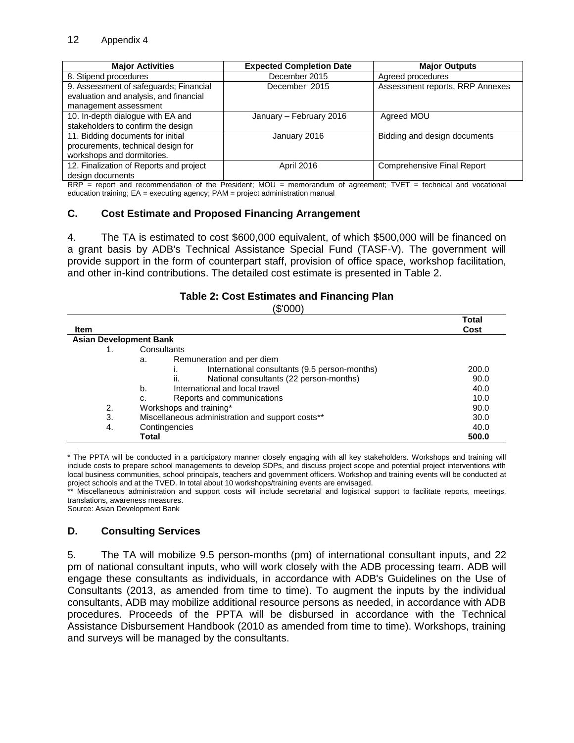| Major Activities | Expected Completion Date | Major Outputs |
| --- | --- | --- |
| 8. Stipend procedures | December 2015 | Agreed procedures |
| 9. Assessment of safeguards; Financial evaluation and analysis, and financial management assessment | December 2015 | Assessment reports, RRP Annexes |
| 10. In-depth dialogue with EA and stakeholders to confirm the design | January – February 2016 | Agreed MOU |
| 11. Bidding documents for initial procurements, technical design for workshops and dormitories. | January 2016 | Bidding and design documents |
| 12. Finalization of Reports and project design documents | April 2016 | Comprehensive Final Report |

RRP = report and recommendation of the President; MOU = memorandum of agreement; TVET = technical and vocational education training; EA = executing agency; PAM = project administration manual

### C. Cost Estimate and Proposed Financing Arrangement

4. The TA is estimated to cost $600,000 equivalent, of which $500,000 will be financed on a grant basis by ADB's Technical Assistance Special Fund (TASF-V). The government will provide support in the form of counterpart staff, provision of office space, workshop facilitation, and other in-kind contributions. The detailed cost estimate is presented in Table 2.

**Table 2: Cost Estimates and Financing Plan**
($'000)

| Item | Total Cost |
| --- | --- |
| **Asian Development Bank** | |
| 1. Consultants | |
| a. Remuneration and per diem | |
| i. International consultants (9.5 person-months) | 200.0 |
| ii. National consultants (22 person-months) | 90.0 |
| b. International and local travel | 40.0 |
| c. Reports and communications | 10.0 |
| 2. Workshops and training* | 90.0 |
| 3. Miscellaneous administration and support costs** | 30.0 |
| 4. Contingencies | 40.0 |
| **Total** | **500.0** |

\* The PPTA will be conducted in a participatory manner closely engaging with all key stakeholders. Workshops and training will include costs to prepare school managements to develop SDPs, and discuss project scope and potential project interventions with local business communities, school principals, teachers and government officers. Workshop and training events will be conducted at project schools and at the TVED. In total about 10 workshops/training events are envisaged.

\** Miscellaneous administration and support costs will include secretarial and logistical support to facilitate reports, meetings, translations, awareness measures.

Source: Asian Development Bank

### D. Consulting Services

5. The TA will mobilize 9.5 person-months (pm) of international consultant inputs, and 22 pm of national consultant inputs, who will work closely with the ADB processing team. ADB will engage these consultants as individuals, in accordance with ADB's Guidelines on the Use of Consultants (2013, as amended from time to time). To augment the inputs by the individual consultants, ADB may mobilize additional resource persons as needed, in accordance with ADB procedures. Proceeds of the PPTA will be disbursed in accordance with the Technical Assistance Disbursement Handbook (2010 as amended from time to time). Workshops, training and surveys will be managed by the consultants.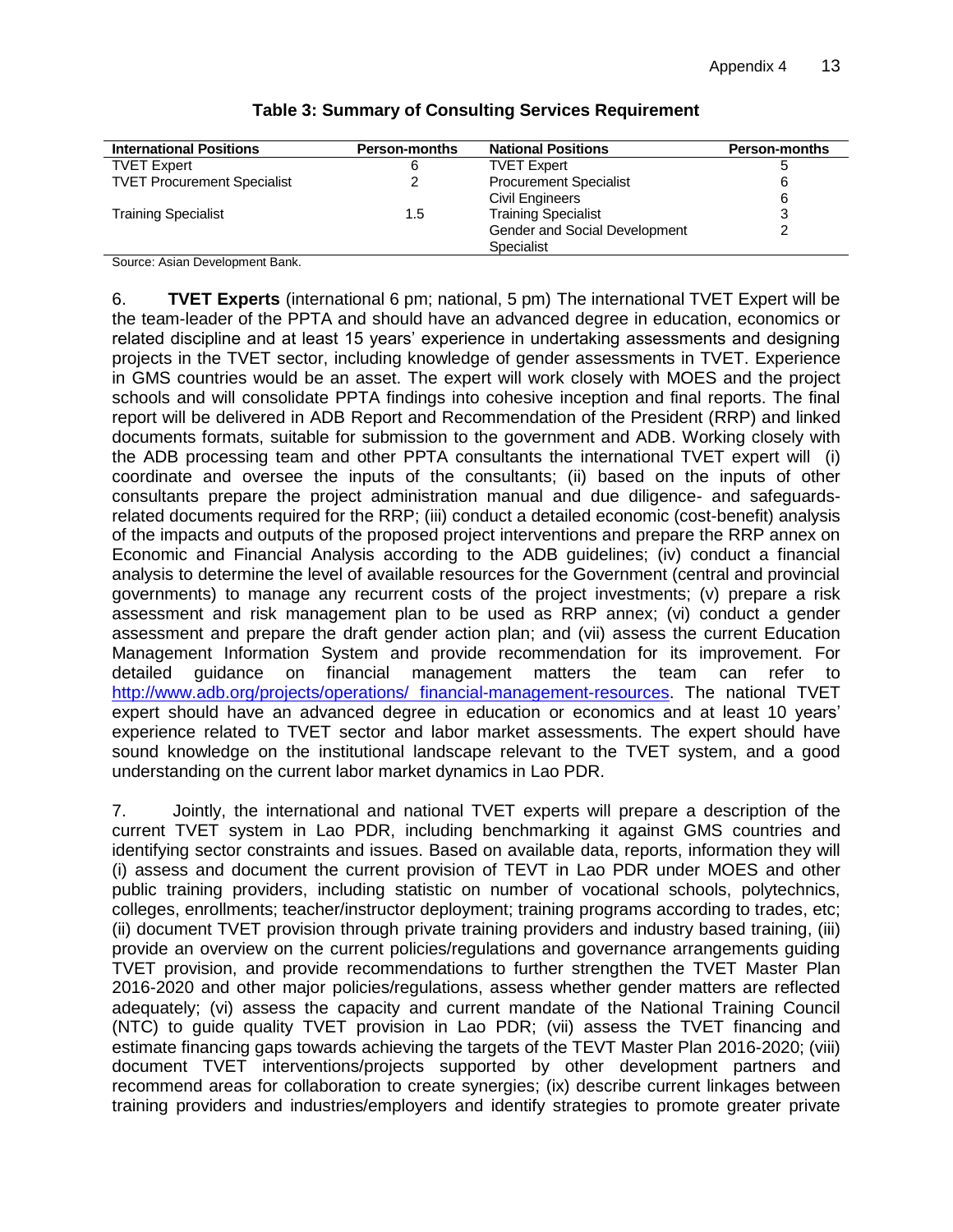**Table 3: Summary of Consulting Services Requirement**

| International Positions | Person-months | National Positions | Person-months |
|---|---|---|---|
| TVET Expert | 6 | TVET Expert | 5 |
| TVET Procurement Specialist | 2 | Procurement Specialist | 6 |
| | | Civil Engineers | 6 |
| Training Specialist | 1.5 | Training Specialist | 3 |
| | | Gender and Social Development Specialist | 2 |

Source: Asian Development Bank.

6. **TVET Experts** (international 6 pm; national, 5 pm) The international TVET Expert will be the team-leader of the PPTA and should have an advanced degree in education, economics or related discipline and at least 15 years' experience in undertaking assessments and designing projects in the TVET sector, including knowledge of gender assessments in TVET. Experience in GMS countries would be an asset. The expert will work closely with MOES and the project schools and will consolidate PPTA findings into cohesive inception and final reports. The final report will be delivered in ADB Report and Recommendation of the President (RRP) and linked documents formats, suitable for submission to the government and ADB. Working closely with the ADB processing team and other PPTA consultants the international TVET expert will (i) coordinate and oversee the inputs of the consultants; (ii) based on the inputs of other consultants prepare the project administration manual and due diligence- and safeguards-related documents required for the RRP; (iii) conduct a detailed economic (cost-benefit) analysis of the impacts and outputs of the proposed project interventions and prepare the RRP annex on Economic and Financial Analysis according to the ADB guidelines; (iv) conduct a financial analysis to determine the level of available resources for the Government (central and provincial governments) to manage any recurrent costs of the project investments; (v) prepare a risk assessment and risk management plan to be used as RRP annex; (vi) conduct a gender assessment and prepare the draft gender action plan; and (vii) assess the current Education Management Information System and provide recommendation for its improvement. For detailed guidance on financial management matters the team can refer to http://www.adb.org/projects/operations/ financial-management-resources. The national TVET expert should have an advanced degree in education or economics and at least 10 years' experience related to TVET sector and labor market assessments. The expert should have sound knowledge on the institutional landscape relevant to the TVET system, and a good understanding on the current labor market dynamics in Lao PDR.

7. Jointly, the international and national TVET experts will prepare a description of the current TVET system in Lao PDR, including benchmarking it against GMS countries and identifying sector constraints and issues. Based on available data, reports, information they will (i) assess and document the current provision of TEVT in Lao PDR under MOES and other public training providers, including statistic on number of vocational schools, polytechnics, colleges, enrollments; teacher/instructor deployment; training programs according to trades, etc; (ii) document TVET provision through private training providers and industry based training, (iii) provide an overview on the current policies/regulations and governance arrangements guiding TVET provision, and provide recommendations to further strengthen the TVET Master Plan 2016-2020 and other major policies/regulations, assess whether gender matters are reflected adequately; (vi) assess the capacity and current mandate of the National Training Council (NTC) to guide quality TVET provision in Lao PDR; (vii) assess the TVET financing and estimate financing gaps towards achieving the targets of the TEVT Master Plan 2016-2020; (viii) document TVET interventions/projects supported by other development partners and recommend areas for collaboration to create synergies; (ix) describe current linkages between training providers and industries/employers and identify strategies to promote greater private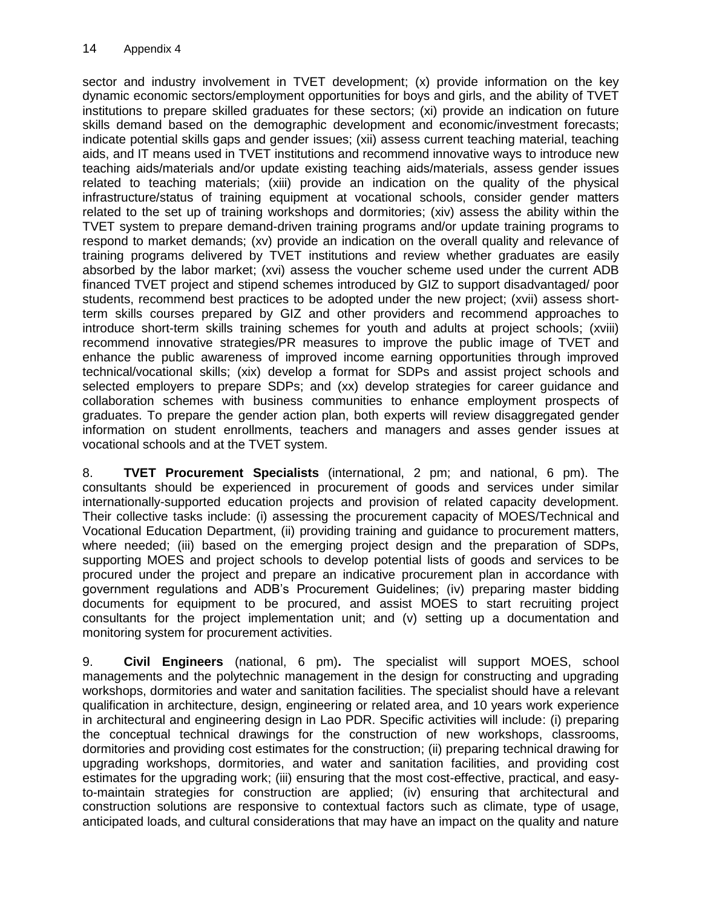sector and industry involvement in TVET development; (x) provide information on the key dynamic economic sectors/employment opportunities for boys and girls, and the ability of TVET institutions to prepare skilled graduates for these sectors; (xi) provide an indication on future skills demand based on the demographic development and economic/investment forecasts; indicate potential skills gaps and gender issues; (xii) assess current teaching material, teaching aids, and IT means used in TVET institutions and recommend innovative ways to introduce new teaching aids/materials and/or update existing teaching aids/materials, assess gender issues related to teaching materials; (xiii) provide an indication on the quality of the physical infrastructure/status of training equipment at vocational schools, consider gender matters related to the set up of training workshops and dormitories; (xiv) assess the ability within the TVET system to prepare demand-driven training programs and/or update training programs to respond to market demands; (xv) provide an indication on the overall quality and relevance of training programs delivered by TVET institutions and review whether graduates are easily absorbed by the labor market; (xvi) assess the voucher scheme used under the current ADB financed TVET project and stipend schemes introduced by GIZ to support disadvantaged/ poor students, recommend best practices to be adopted under the new project; (xvii) assess short-term skills courses prepared by GIZ and other providers and recommend approaches to introduce short-term skills training schemes for youth and adults at project schools; (xviii) recommend innovative strategies/PR measures to improve the public image of TVET and enhance the public awareness of improved income earning opportunities through improved technical/vocational skills; (xix) develop a format for SDPs and assist project schools and selected employers to prepare SDPs; and (xx) develop strategies for career guidance and collaboration schemes with business communities to enhance employment prospects of graduates. To prepare the gender action plan, both experts will review disaggregated gender information on student enrollments, teachers and managers and asses gender issues at vocational schools and at the TVET system.

8. **TVET Procurement Specialists** (international, 2 pm; and national, 6 pm). The consultants should be experienced in procurement of goods and services under similar internationally-supported education projects and provision of related capacity development. Their collective tasks include: (i) assessing the procurement capacity of MOES/Technical and Vocational Education Department, (ii) providing training and guidance to procurement matters, where needed; (iii) based on the emerging project design and the preparation of SDPs, supporting MOES and project schools to develop potential lists of goods and services to be procured under the project and prepare an indicative procurement plan in accordance with government regulations and ADB's Procurement Guidelines; (iv) preparing master bidding documents for equipment to be procured, and assist MOES to start recruiting project consultants for the project implementation unit; and (v) setting up a documentation and monitoring system for procurement activities.

9. **Civil Engineers** (national, 6 pm)**.** The specialist will support MOES, school managements and the polytechnic management in the design for constructing and upgrading workshops, dormitories and water and sanitation facilities. The specialist should have a relevant qualification in architecture, design, engineering or related area, and 10 years work experience in architectural and engineering design in Lao PDR. Specific activities will include: (i) preparing the conceptual technical drawings for the construction of new workshops, classrooms, dormitories and providing cost estimates for the construction; (ii) preparing technical drawing for upgrading workshops, dormitories, and water and sanitation facilities, and providing cost estimates for the upgrading work; (iii) ensuring that the most cost-effective, practical, and easy-to-maintain strategies for construction are applied; (iv) ensuring that architectural and construction solutions are responsive to contextual factors such as climate, type of usage, anticipated loads, and cultural considerations that may have an impact on the quality and nature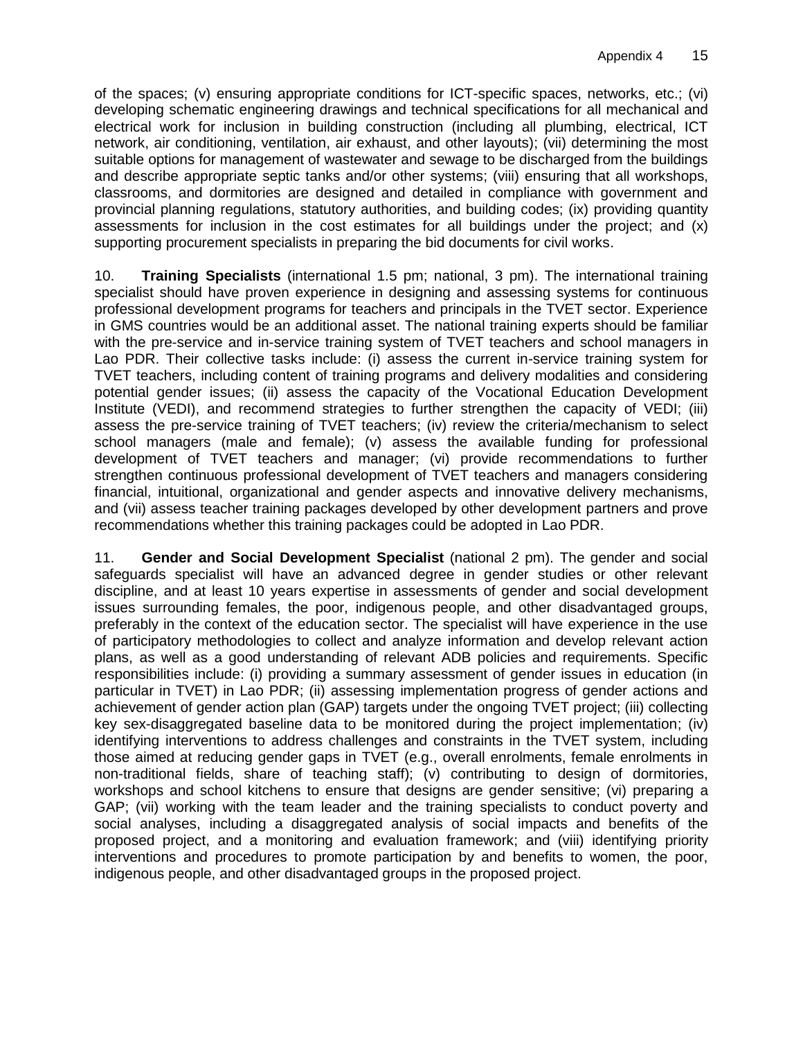of the spaces; (v) ensuring appropriate conditions for ICT-specific spaces, networks, etc.; (vi) developing schematic engineering drawings and technical specifications for all mechanical and electrical work for inclusion in building construction (including all plumbing, electrical, ICT network, air conditioning, ventilation, air exhaust, and other layouts); (vii) determining the most suitable options for management of wastewater and sewage to be discharged from the buildings and describe appropriate septic tanks and/or other systems; (viii) ensuring that all workshops, classrooms, and dormitories are designed and detailed in compliance with government and provincial planning regulations, statutory authorities, and building codes; (ix) providing quantity assessments for inclusion in the cost estimates for all buildings under the project; and (x) supporting procurement specialists in preparing the bid documents for civil works.

10. **Training Specialists** (international 1.5 pm; national, 3 pm). The international training specialist should have proven experience in designing and assessing systems for continuous professional development programs for teachers and principals in the TVET sector. Experience in GMS countries would be an additional asset. The national training experts should be familiar with the pre-service and in-service training system of TVET teachers and school managers in Lao PDR. Their collective tasks include: (i) assess the current in-service training system for TVET teachers, including content of training programs and delivery modalities and considering potential gender issues; (ii) assess the capacity of the Vocational Education Development Institute (VEDI), and recommend strategies to further strengthen the capacity of VEDI; (iii) assess the pre-service training of TVET teachers; (iv) review the criteria/mechanism to select school managers (male and female); (v) assess the available funding for professional development of TVET teachers and manager; (vi) provide recommendations to further strengthen continuous professional development of TVET teachers and managers considering financial, intuitional, organizational and gender aspects and innovative delivery mechanisms, and (vii) assess teacher training packages developed by other development partners and prove recommendations whether this training packages could be adopted in Lao PDR.

11. **Gender and Social Development Specialist** (national 2 pm). The gender and social safeguards specialist will have an advanced degree in gender studies or other relevant discipline, and at least 10 years expertise in assessments of gender and social development issues surrounding females, the poor, indigenous people, and other disadvantaged groups, preferably in the context of the education sector. The specialist will have experience in the use of participatory methodologies to collect and analyze information and develop relevant action plans, as well as a good understanding of relevant ADB policies and requirements. Specific responsibilities include: (i) providing a summary assessment of gender issues in education (in particular in TVET) in Lao PDR; (ii) assessing implementation progress of gender actions and achievement of gender action plan (GAP) targets under the ongoing TVET project; (iii) collecting key sex-disaggregated baseline data to be monitored during the project implementation; (iv) identifying interventions to address challenges and constraints in the TVET system, including those aimed at reducing gender gaps in TVET (e.g., overall enrolments, female enrolments in non-traditional fields, share of teaching staff); (v) contributing to design of dormitories, workshops and school kitchens to ensure that designs are gender sensitive; (vi) preparing a GAP; (vii) working with the team leader and the training specialists to conduct poverty and social analyses, including a disaggregated analysis of social impacts and benefits of the proposed project, and a monitoring and evaluation framework; and (viii) identifying priority interventions and procedures to promote participation by and benefits to women, the poor, indigenous people, and other disadvantaged groups in the proposed project.